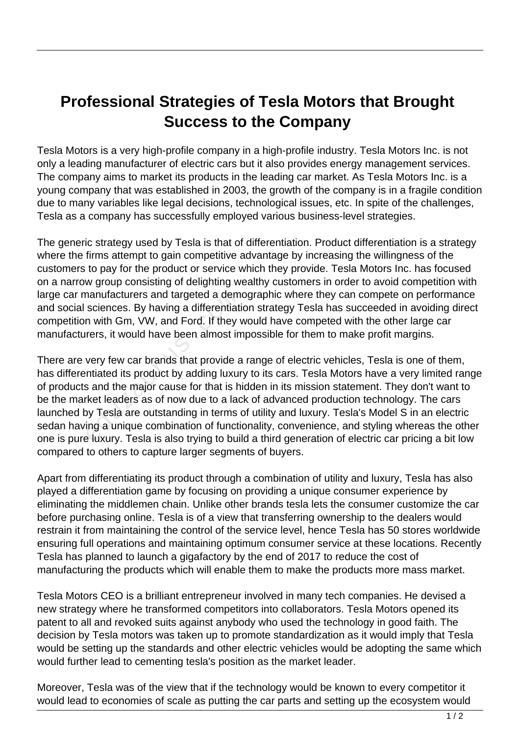# Professional Strategies of Tesla Motors that Brought Success to the Company

Tesla Motors is a very high-profile company in a high-profile industry. Tesla Motors Inc. is not only a leading manufacturer of electric cars but it also provides energy management services. The company aims to market its products in the leading car market. As Tesla Motors Inc. is a young company that was established in 2003, the growth of the company is in a fragile condition due to many variables like legal decisions, technological issues, etc. In spite of the challenges, Tesla as a company has successfully employed various business-level strategies.

The generic strategy used by Tesla is that of differentiation. Product differentiation is a strategy where the firms attempt to gain competitive advantage by increasing the willingness of the customers to pay for the product or service which they provide. Tesla Motors Inc. has focused on a narrow group consisting of delighting wealthy customers in order to avoid competition with large car manufacturers and targeted a demographic where they can compete on performance and social sciences. By having a differentiation strategy Tesla has succeeded in avoiding direct competition with Gm, VW, and Ford. If they would have competed with the other large car manufacturers, it would have been almost impossible for them to make profit margins.

There are very few car brands that provide a range of electric vehicles, Tesla is one of them, has differentiated its product by adding luxury to its cars. Tesla Motors have a very limited range of products and the major cause for that is hidden in its mission statement. They don't want to be the market leaders as of now due to a lack of advanced production technology. The cars launched by Tesla are outstanding in terms of utility and luxury. Tesla's Model S in an electric sedan having a unique combination of functionality, convenience, and styling whereas the other one is pure luxury. Tesla is also trying to build a third generation of electric car pricing a bit low compared to others to capture larger segments of buyers.

Apart from differentiating its product through a combination of utility and luxury, Tesla has also played a differentiation game by focusing on providing a unique consumer experience by eliminating the middlemen chain. Unlike other brands tesla lets the consumer customize the car before purchasing online. Tesla is of a view that transferring ownership to the dealers would restrain it from maintaining the control of the service level, hence Tesla has 50 stores worldwide ensuring full operations and maintaining optimum consumer service at these locations. Recently Tesla has planned to launch a gigafactory by the end of 2017 to reduce the cost of manufacturing the products which will enable them to make the products more mass market.

Tesla Motors CEO is a brilliant entrepreneur involved in many tech companies. He devised a new strategy where he transformed competitors into collaborators. Tesla Motors opened its patent to all and revoked suits against anybody who used the technology in good faith. The decision by Tesla motors was taken up to promote standardization as it would imply that Tesla would be setting up the standards and other electric vehicles would be adopting the same which would further lead to cementing tesla's position as the market leader.

Moreover, Tesla was of the view that if the technology would be known to every competitor it would lead to economies of scale as putting the car parts and setting up the ecosystem would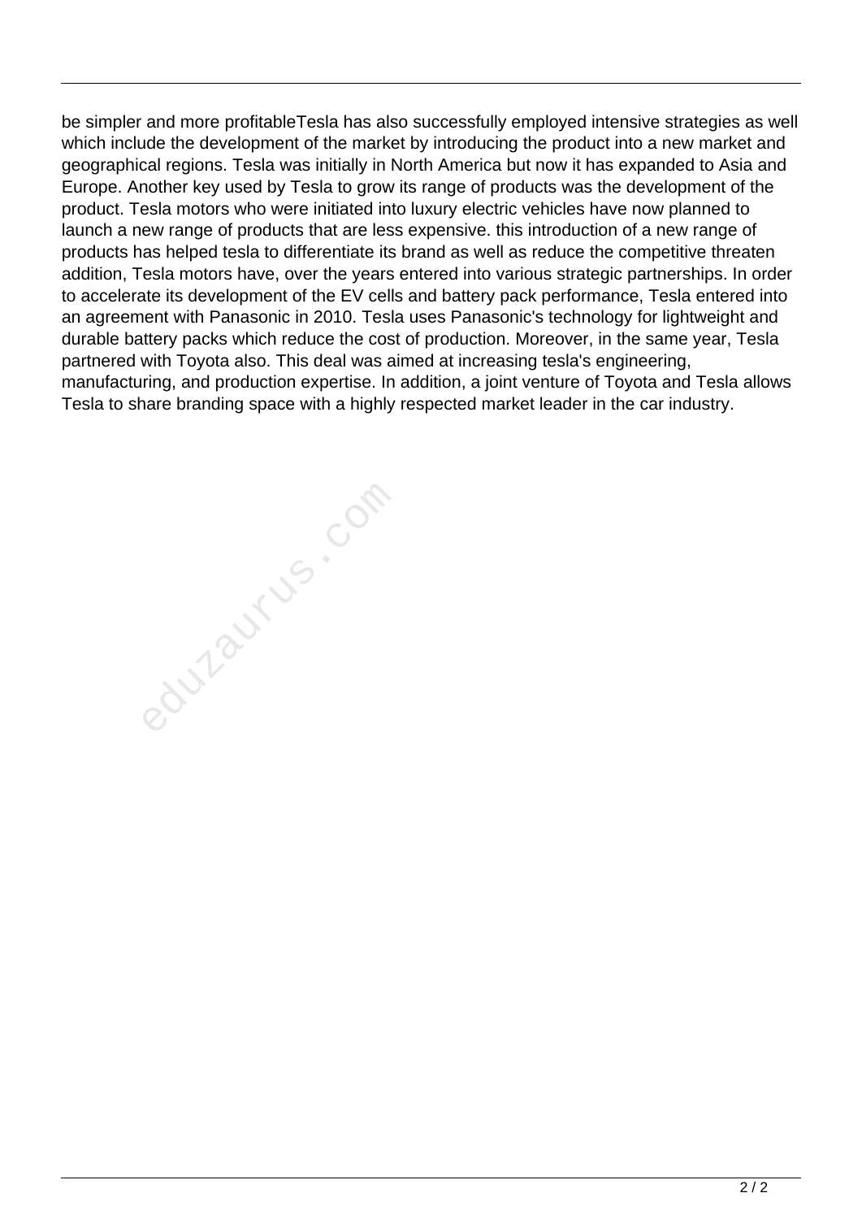be simpler and more profitableTesla has also successfully employed intensive strategies as well which include the development of the market by introducing the product into a new market and geographical regions. Tesla was initially in North America but now it has expanded to Asia and Europe. Another key used by Tesla to grow its range of products was the development of the product. Tesla motors who were initiated into luxury electric vehicles have now planned to launch a new range of products that are less expensive. this introduction of a new range of products has helped tesla to differentiate its brand as well as reduce the competitive threaten addition, Tesla motors have, over the years entered into various strategic partnerships. In order to accelerate its development of the EV cells and battery pack performance, Tesla entered into an agreement with Panasonic in 2010. Tesla uses Panasonic's technology for lightweight and durable battery packs which reduce the cost of production. Moreover, in the same year, Tesla partnered with Toyota also. This deal was aimed at increasing tesla's engineering, manufacturing, and production expertise. In addition, a joint venture of Toyota and Tesla allows Tesla to share branding space with a highly respected market leader in the car industry.